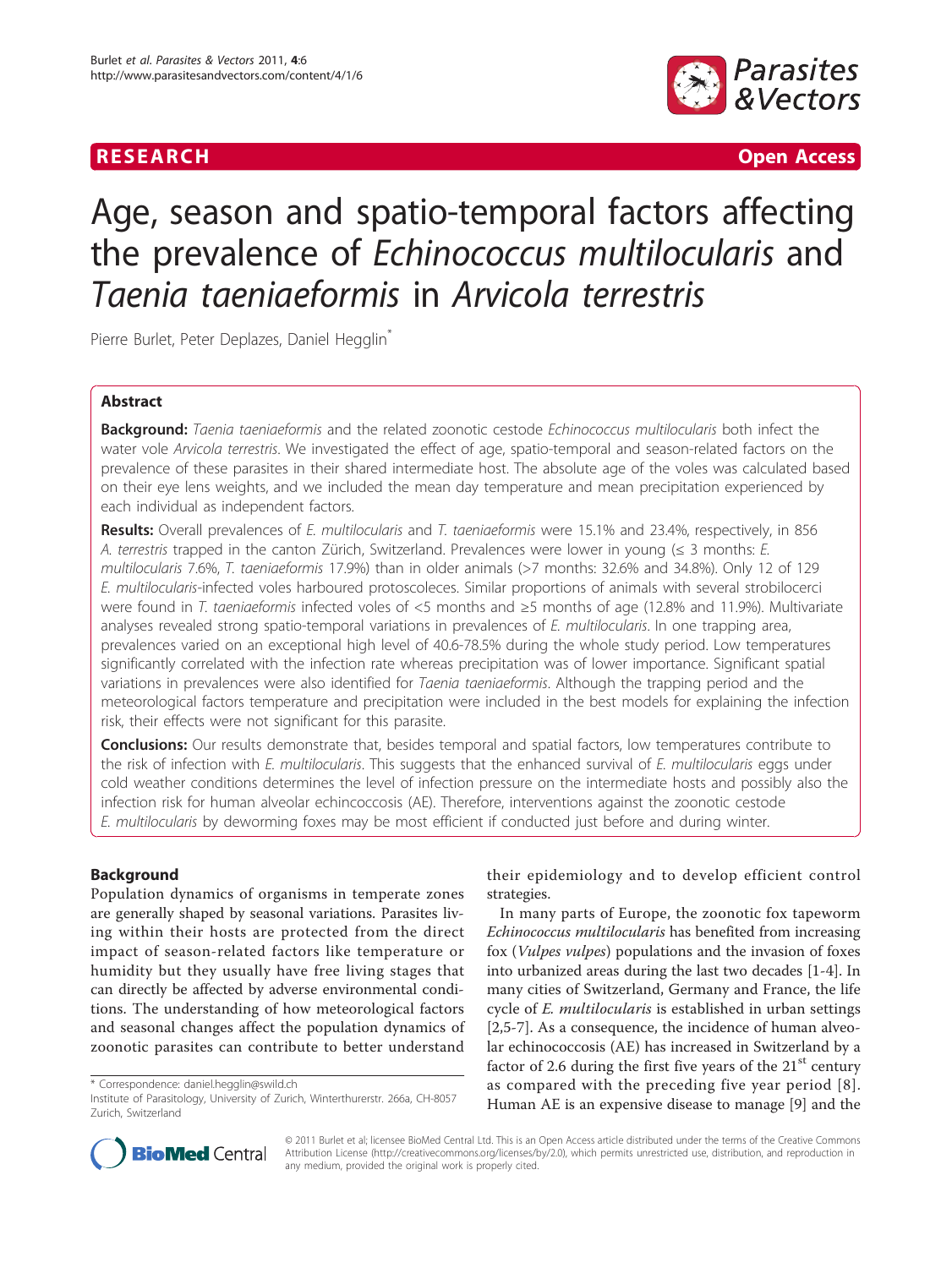RESEARCH Open Access

# Age, season and spatio-temporal factors affecting the prevalence of *Echinococcus multilocularis* and *Taenia taeniaeformis* in *Arvicola terrestris*

Pierre Burlet, Peter Deplazes, Daniel Hegglin*

## Abstract

**Background:** *Taenia taeniaeformis* and the related zoonotic cestode *Echinococcus multilocularis* both infect the water vole *Arvicola terrestris*. We investigated the effect of age, spatio-temporal and season-related factors on the prevalence of these parasites in their shared intermediate host. The absolute age of the voles was calculated based on their eye lens weights, and we included the mean day temperature and mean precipitation experienced by each individual as independent factors.

**Results:** Overall prevalences of *E. multilocularis* and *T. taeniaeformis* were 15.1% and 23.4%, respectively, in 856 *A. terrestris* trapped in the canton Zürich, Switzerland. Prevalences were lower in young (≤ 3 months: *E. multilocularis* 7.6%, *T. taeniaeformis* 17.9%) than in older animals (>7 months: 32.6% and 34.8%). Only 12 of 129 *E. multilocularis*-infected voles harboured protoscoleces. Similar proportions of animals with several strobilocerci were found in *T. taeniaeformis* infected voles of <5 months and ≥5 months of age (12.8% and 11.9%). Multivariate analyses revealed strong spatio-temporal variations in prevalences of *E. multilocularis*. In one trapping area, prevalences varied on an exceptional high level of 40.6-78.5% during the whole study period. Low temperatures significantly correlated with the infection rate whereas precipitation was of lower importance. Significant spatial variations in prevalences were also identified for *Taenia taeniaeformis*. Although the trapping period and the meteorological factors temperature and precipitation were included in the best models for explaining the infection risk, their effects were not significant for this parasite.

**Conclusions:** Our results demonstrate that, besides temporal and spatial factors, low temperatures contribute to the risk of infection with *E. multilocularis*. This suggests that the enhanced survival of *E. multilocularis* eggs under cold weather conditions determines the level of infection pressure on the intermediate hosts and possibly also the infection risk for human alveolar echinococcosis (AE). Therefore, interventions against the zoonotic cestode *E. multilocularis* by deworming foxes may be most efficient if conducted just before and during winter.

## Background

Population dynamics of organisms in temperate zones are generally shaped by seasonal variations. Parasites living within their hosts are protected from the direct impact of season-related factors like temperature or humidity but they usually have free living stages that can directly be affected by adverse environmental conditions. The understanding of how meteorological factors and seasonal changes affect the population dynamics of zoonotic parasites can contribute to better understand their epidemiology and to develop efficient control strategies.

In many parts of Europe, the zoonotic fox tapeworm *Echinococcus multilocularis* has benefited from increasing fox (*Vulpes vulpes*) populations and the invasion of foxes into urbanized areas during the last two decades [1-4]. In many cities of Switzerland, Germany and France, the life cycle of *E. multilocularis* is established in urban settings [2,5-7]. As a consequence, the incidence of human alveolar echinococcosis (AE) has increased in Switzerland by a factor of 2.6 during the first five years of the 21$^{st}$ century as compared with the preceding five year period [8]. Human AE is an expensive disease to manage [9] and the

* Correspondence: daniel.hegglin@swild.ch
Institute of Parasitology, University of Zurich, Winterthurerstr. 266a, CH-8057 Zurich, Switzerland

© 2011 Burlet et al; licensee BioMed Central Ltd. This is an Open Access article distributed under the terms of the Creative Commons Attribution License (http://creativecommons.org/licenses/by/2.0), which permits unrestricted use, distribution, and reproduction in any medium, provided the original work is properly cited.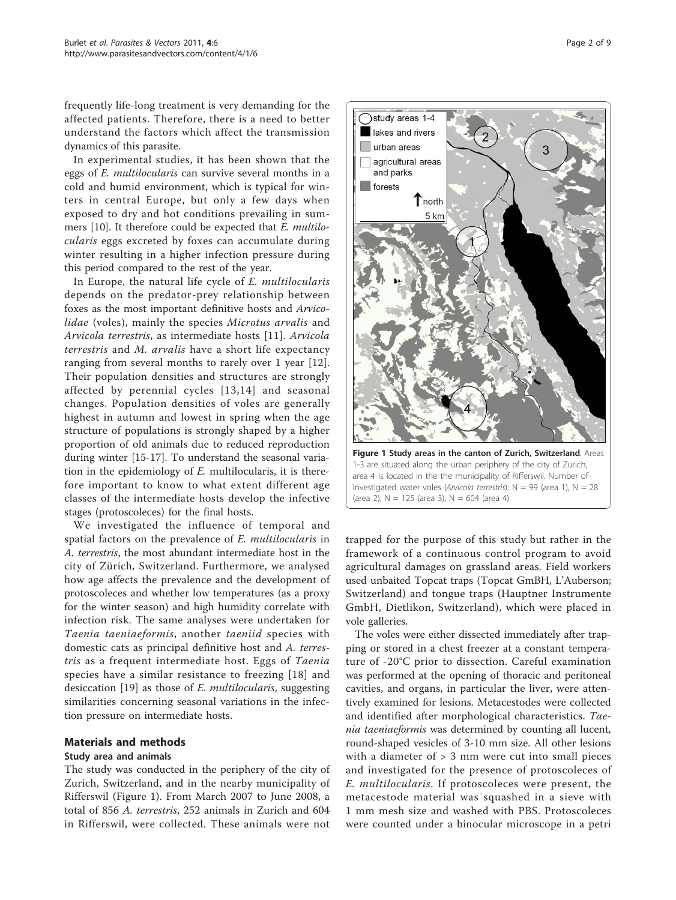frequently life-long treatment is very demanding for the affected patients. Therefore, there is a need to better understand the factors which affect the transmission dynamics of this parasite.

In experimental studies, it has been shown that the eggs of *E. multilocularis* can survive several months in a cold and humid environment, which is typical for winters in central Europe, but only a few days when exposed to dry and hot conditions prevailing in summers [10]. It therefore could be expected that *E. multilocularis* eggs excreted by foxes can accumulate during winter resulting in a higher infection pressure during this period compared to the rest of the year.

In Europe, the natural life cycle of *E. multilocularis* depends on the predator-prey relationship between foxes as the most important definitive hosts and *Arvicolidae* (voles), mainly the species *Microtus arvalis* and *Arvicola terrestris*, as intermediate hosts [11]. *Arvicola terrestris* and *M. arvalis* have a short life expectancy ranging from several months to rarely over 1 year [12]. Their population densities and structures are strongly affected by perennial cycles [13,14] and seasonal changes. Population densities of voles are generally highest in autumn and lowest in spring when the age structure of populations is strongly shaped by a higher proportion of old animals due to reduced reproduction during winter [15-17]. To understand the seasonal variation in the epidemiology of *E.* multilocularis, it is therefore important to know to what extent different age classes of the intermediate hosts develop the infective stages (protoscoleces) for the final hosts.

We investigated the influence of temporal and spatial factors on the prevalence of *E. multilocularis* in *A. terrestris*, the most abundant intermediate host in the city of Zürich, Switzerland. Furthermore, we analysed how age affects the prevalence and the development of protoscoleces and whether low temperatures (as a proxy for the winter season) and high humidity correlate with infection risk. The same analyses were undertaken for *Taenia taeniaeformis*, another *taeniid* species with domestic cats as principal definitive host and *A. terrestris* as a frequent intermediate host. Eggs of *Taenia* species have a similar resistance to freezing [18] and desiccation [19] as those of *E. multilocularis*, suggesting similarities concerning seasonal variations in the infection pressure on intermediate hosts.

## Materials and methods

### Study area and animals

The study was conducted in the periphery of the city of Zurich, Switzerland, and in the nearby municipality of Rifferswil (Figure 1). From March 2007 to June 2008, a total of 856 *A. terrestris*, 252 animals in Zurich and 604 in Rifferswil, were collected. These animals were not trapped for the purpose of this study but rather in the framework of a continuous control program to avoid agricultural damages on grassland areas. Field workers used unbaited Topcat traps (Topcat GmbH, L'Auberson; Switzerland) and tongue traps (Hauptner Instrumente GmbH, Dietlikon, Switzerland), which were placed in vole galleries.

**Figure 1 Study areas in the canton of Zurich, Switzerland**. Areas 1-3 are situated along the urban periphery of the city of Zurich, area 4 is located in the the municipality of Rifferswil. Number of investigated water voles (*Arvicola terrestris*): N = 99 (area 1), N = 28 (area 2), N = 125 (area 3), N = 604 (area 4).

The voles were either dissected immediately after trapping or stored in a chest freezer at a constant temperature of -20°C prior to dissection. Careful examination was performed at the opening of thoracic and peritoneal cavities, and organs, in particular the liver, were attentively examined for lesions. Metacestodes were collected and identified after morphological characteristics. *Taenia taeniaeformis* was determined by counting all lucent, round-shaped vesicles of 3-10 mm size. All other lesions with a diameter of > 3 mm were cut into small pieces and investigated for the presence of protoscoleces of *E. multilocularis*. If protoscoleces were present, the metacestode material was squashed in a sieve with 1 mm mesh size and washed with PBS. Protoscoleces were counted under a binocular microscope in a petri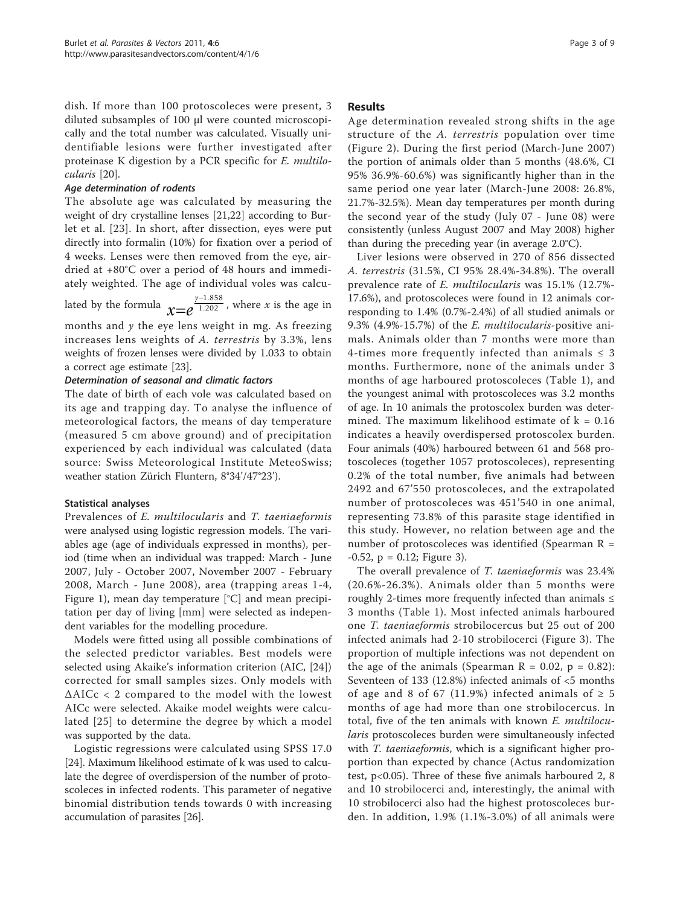dish. If more than 100 protoscoleces were present, 3 diluted subsamples of 100 μl were counted microscopically and the total number was calculated. Visually unidentifiable lesions were further investigated after proteinase K digestion by a PCR specific for *E. multilocularis* [20].

#### *Age determination of rodents*

The absolute age was calculated by measuring the weight of dry crystalline lenses [21,22] according to Burlet et al. [23]. In short, after dissection, eyes were put directly into formalin (10%) for fixation over a period of 4 weeks. Lenses were then removed from the eye, air-dried at +80°C over a period of 48 hours and immediately weighted. The age of individual voles was calculated by the formula $x = e^{\frac{y-1.858}{1.202}}$, where $x$ is the age in months and $y$ the eye lens weight in mg. As freezing increases lens weights of *A. terrestris* by 3.3%, lens weights of frozen lenses were divided by 1.033 to obtain a correct age estimate [23].

#### *Determination of seasonal and climatic factors*

The date of birth of each vole was calculated based on its age and trapping day. To analyse the influence of meteorological factors, the means of day temperature (measured 5 cm above ground) and of precipitation experienced by each individual was calculated (data source: Swiss Meteorological Institute MeteoSwiss; weather station Zürich Fluntern, 8°34'/47°23').

### Statistical analyses

Prevalences of *E. multilocularis* and *T. taeniaeformis* were analysed using logistic regression models. The variables age (age of individuals expressed in months), period (time when an individual was trapped: March - June 2007, July - October 2007, November 2007 - February 2008, March - June 2008), area (trapping areas 1-4, Figure 1), mean day temperature [°C] and mean precipitation per day of living [mm] were selected as independent variables for the modelling procedure.

Models were fitted using all possible combinations of the selected predictor variables. Best models were selected using Akaike's information criterion (AIC, [24]) corrected for small samples sizes. Only models with $\Delta AICc < 2$ compared to the model with the lowest AICc were selected. Akaike model weights were calculated [25] to determine the degree by which a model was supported by the data.

Logistic regressions were calculated using SPSS 17.0 [24]. Maximum likelihood estimate of k was used to calculate the degree of overdispersion of the number of protoscoleces in infected rodents. This parameter of negative binomial distribution tends towards 0 with increasing accumulation of parasites [26].

## Results

Age determination revealed strong shifts in the age structure of the *A. terrestris* population over time (Figure 2). During the first period (March-June 2007) the portion of animals older than 5 months (48.6%, CI 95% 36.9%-60.6%) was significantly higher than in the same period one year later (March-June 2008: 26.8%, 21.7%-32.5%). Mean day temperatures per month during the second year of the study (July 07 - June 08) were consistently (unless August 2007 and May 2008) higher than during the preceding year (in average 2.0°C).

Liver lesions were observed in 270 of 856 dissected *A. terrestris* (31.5%, CI 95% 28.4%-34.8%). The overall prevalence rate of *E. multilocularis* was 15.1% (12.7%-17.6%), and protoscoleces were found in 12 animals corresponding to 1.4% (0.7%-2.4%) of all studied animals or 9.3% (4.9%-15.7%) of the *E. multilocularis*-positive animals. Animals older than 7 months were more than 4-times more frequently infected than animals ≤ 3 months. Furthermore, none of the animals under 3 months of age harboured protoscoleces (Table 1), and the youngest animal with protoscoleces was 3.2 months of age. In 10 animals the protoscolex burden was determined. The maximum likelihood estimate of k = 0.16 indicates a heavily overdispersed protoscolex burden. Four animals (40%) harboured between 61 and 568 protoscoleces (together 1057 protoscoleces), representing 0.2% of the total number, five animals had between 2492 and 67'550 protoscoleces, and the extrapolated number of protoscoleces was 451'540 in one animal, representing 73.8% of this parasite stage identified in this study. However, no relation between age and the number of protoscoleces was identified (Spearman $R = -0.52$, $p = 0.12$; Figure 3).

The overall prevalence of *T. taeniaeformis* was 23.4% (20.6%-26.3%). Animals older than 5 months were roughly 2-times more frequently infected than animals ≤ 3 months (Table 1). Most infected animals harboured one *T. taeniaeformis* strobilocercus but 25 out of 200 infected animals had 2-10 strobilocerci (Figure 3). The proportion of multiple infections was not dependent on the age of the animals (Spearman $R = 0.02$, $p = 0.82$): Seventeen of 133 (12.8%) infected animals of <5 months of age and 8 of 67 (11.9%) infected animals of ≥ 5 months of age had more than one strobilocercus. In total, five of the ten animals with known *E. multilocularis* protoscoleces burden were simultaneously infected with *T. taeniaeformis*, which is a significant higher proportion than expected by chance (Actus randomization test, $p<0.05$). Three of these five animals harboured 2, 8 and 10 strobilocerci and, interestingly, the animal with 10 strobilocerci also had the highest protoscoleces burden. In addition, 1.9% (1.1%-3.0%) of all animals were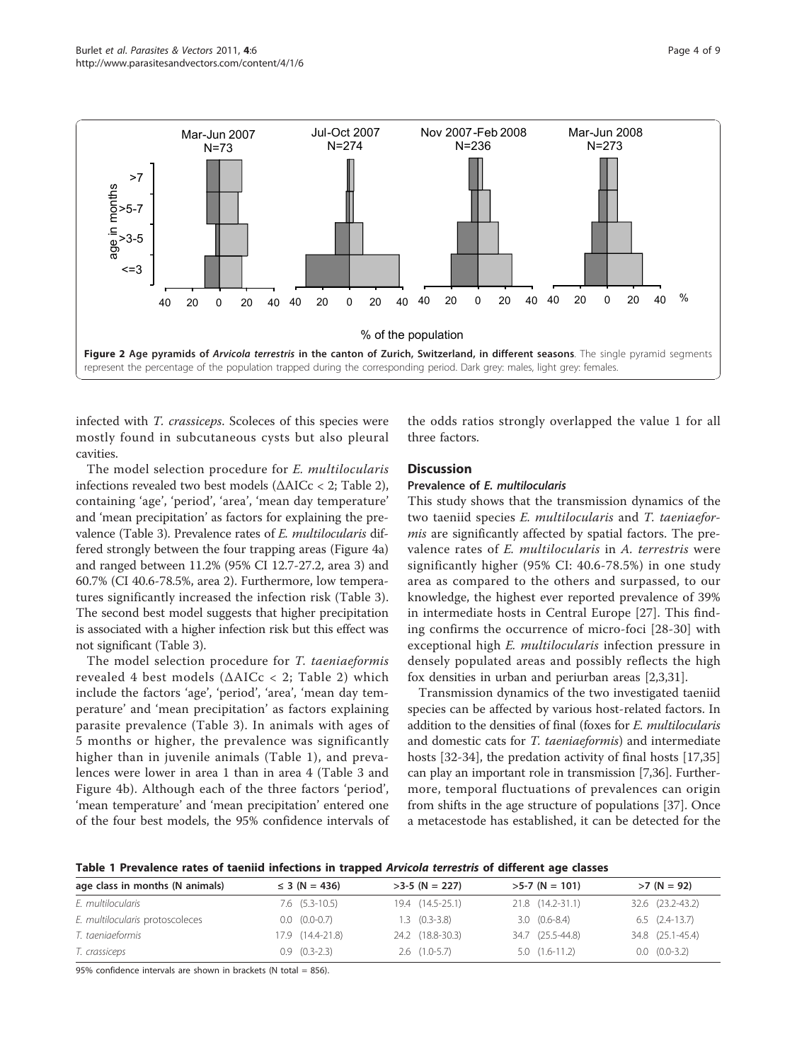**Figure 2 Age pyramids of *Arvicola terrestris* in the canton of Zurich, Switzerland, in different seasons**. The single pyramid segments represent the percentage of the population trapped during the corresponding period. Dark grey: males, light grey: females.

infected with *T. crassiceps*. Scoleces of this species were mostly found in subcutaneous cysts but also pleural cavities.

The model selection procedure for *E. multilocularis* infections revealed two best models ($\Delta$AICc < 2; Table 2), containing 'age', 'period', 'area', 'mean day temperature' and 'mean precipitation' as factors for explaining the prevalence (Table 3). Prevalence rates of *E. multilocularis* differed strongly between the four trapping areas (Figure 4a) and ranged between 11.2% (95% CI 12.7-27.2, area 3) and 60.7% (CI 40.6-78.5%, area 2). Furthermore, low temperatures significantly increased the infection risk (Table 3). The second best model suggests that higher precipitation is associated with a higher infection risk but this effect was not significant (Table 3).

The model selection procedure for *T. taeniaeformis* revealed 4 best models ($\Delta$AICc < 2; Table 2) which include the factors 'age', 'period', 'area', 'mean day temperature' and 'mean precipitation' as factors explaining parasite prevalence (Table 3). In animals with ages of 5 months or higher, the prevalence was significantly higher than in juvenile animals (Table 1), and prevalences were lower in area 1 than in area 4 (Table 3 and Figure 4b). Although each of the three factors 'period', 'mean temperature' and 'mean precipitation' entered one of the four best models, the 95% confidence intervals of the odds ratios strongly overlapped the value 1 for all three factors.

## Discussion

### Prevalence of *E. multilocularis*

This study shows that the transmission dynamics of the two taeniid species *E. multilocularis* and *T. taeniaeformis* are significantly affected by spatial factors. The prevalence rates of *E. multilocularis* in *A. terrestris* were significantly higher (95% CI: 40.6-78.5%) in one study area as compared to the others and surpassed, to our knowledge, the highest ever reported prevalence of 39% in intermediate hosts in Central Europe [27]. This finding confirms the occurrence of micro-foci [28-30] with exceptional high *E. multilocularis* infection pressure in densely populated areas and possibly reflects the high fox densities in urban and periurban areas [2,3,31].

Transmission dynamics of the two investigated taeniid species can be affected by various host-related factors. In addition to the densities of final (foxes for *E. multilocularis* and domestic cats for *T. taeniaeformis*) and intermediate hosts [32-34], the predation activity of final hosts [17,35] can play an important role in transmission [7,36]. Furthermore, temporal fluctuations of prevalences can origin from shifts in the age structure of populations [37]. Once a metacestode has established, it can be detected for the

**Table 1 Prevalence rates of taeniid infections in trapped *Arvicola terrestris* of different age classes**

| age class in months (N animals) | ≤ 3 (N = 436) | >3-5 (N = 227) | >5-7 (N = 101) | >7 (N = 92) |
|---|---|---|---|---|
| *E. multilocularis* | 7.6 (5.3-10.5) | 19.4 (14.5-25.1) | 21.8 (14.2-31.1) | 32.6 (23.2-43.2) |
| *E. multilocularis* protoscoleces | 0.0 (0.0-0.7) | 1.3 (0.3-3.8) | 3.0 (0.6-8.4) | 6.5 (2.4-13.7) |
| *T. taeniaeformis* | 17.9 (14.4-21.8) | 24.2 (18.8-30.3) | 34.7 (25.5-44.8) | 34.8 (25.1-45.4) |
| *T. crassiceps* | 0.9 (0.3-2.3) | 2.6 (1.0-5.7) | 5.0 (1.6-11.2) | 0.0 (0.0-3.2) |

95% confidence intervals are shown in brackets (N total = 856).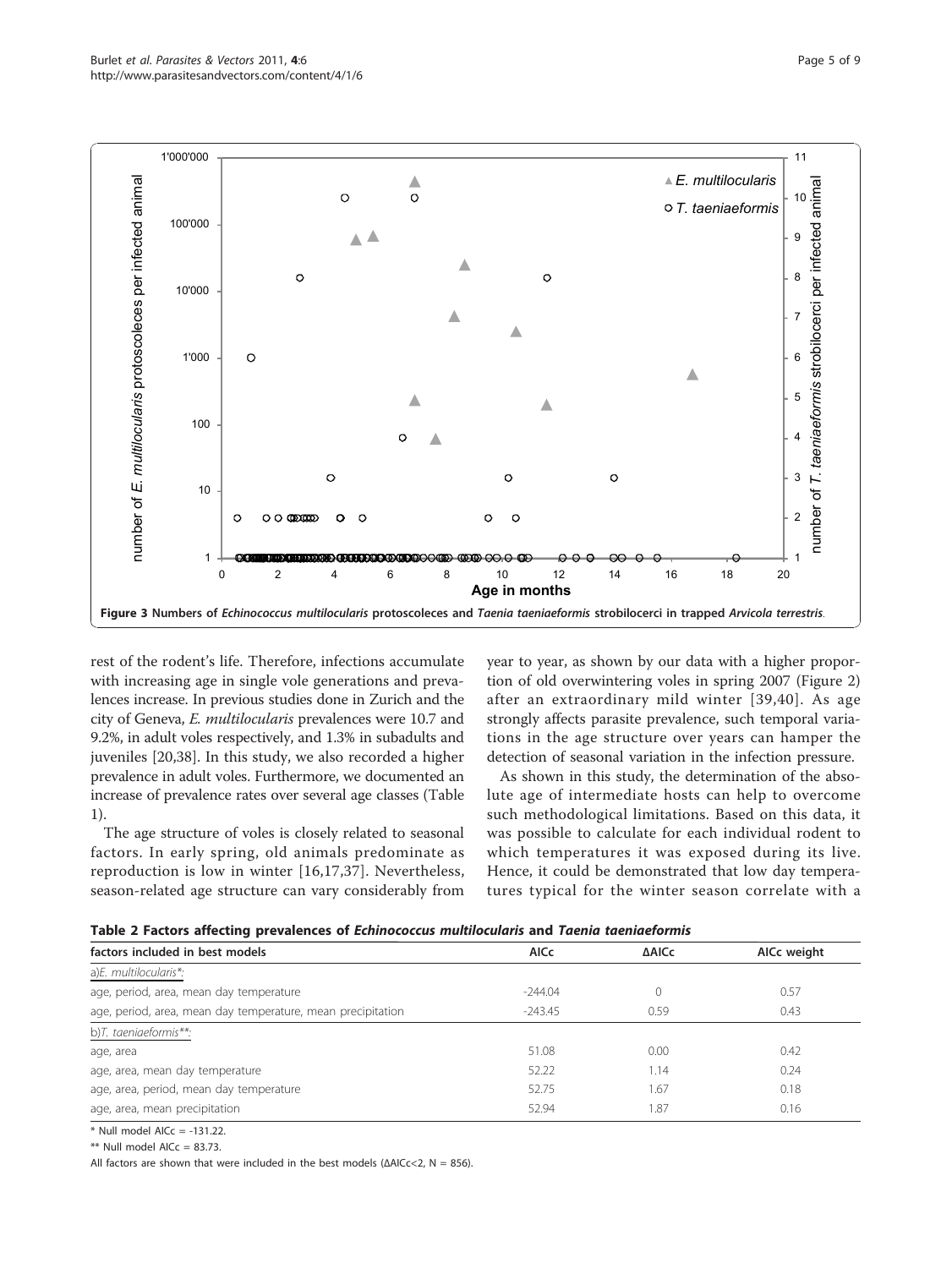**Figure 3 Numbers of *Echinococcus multilocularis* protoscoleces and *Taenia taeniaeformis* strobilocerci in trapped *Arvicola terrestris*.**

rest of the rodent's life. Therefore, infections accumulate with increasing age in single vole generations and prevalences increase. In previous studies done in Zurich and the city of Geneva, *E. multilocularis* prevalences were 10.7 and 9.2%, in adult voles respectively, and 1.3% in subadults and juveniles [20,38]. In this study, we also recorded a higher prevalence in adult voles. Furthermore, we documented an increase of prevalence rates over several age classes (Table 1).

The age structure of voles is closely related to seasonal factors. In early spring, old animals predominate as reproduction is low in winter [16,17,37]. Nevertheless, season-related age structure can vary considerably from year to year, as shown by our data with a higher proportion of old overwintering voles in spring 2007 (Figure 2) after an extraordinary mild winter [39,40]. As age strongly affects parasite prevalence, such temporal variations in the age structure over years can hamper the detection of seasonal variation in the infection pressure.

As shown in this study, the determination of the absolute age of intermediate hosts can help to overcome such methodological limitations. Based on this data, it was possible to calculate for each individual rodent to which temperatures it was exposed during its live. Hence, it could be demonstrated that low day temperatures typical for the winter season correlate with a

**Table 2 Factors affecting prevalences of *Echinococcus multilocularis* and *Taenia taeniaeformis***

| factors included in best models | AICc | ΔAICc | AICc weight |
|---|---|---|---|
| a)*E. multilocularis*\*: | | | |
| age, period, area, mean day temperature | -244.04 | 0 | 0.57 |
| age, period, area, mean day temperature, mean precipitation | -243.45 | 0.59 | 0.43 |
| b)*T. taeniaeformis*\*\*: | | | |
| age, area | 51.08 | 0.00 | 0.42 |
| age, area, mean day temperature | 52.22 | 1.14 | 0.24 |
| age, area, period, mean day temperature | 52.75 | 1.67 | 0.18 |
| age, area, mean precipitation | 52.94 | 1.87 | 0.16 |

\* Null model AICc = -131.22.

\*\* Null model AICc = 83.73.

All factors are shown that were included in the best models (ΔAICc<2, N = 856).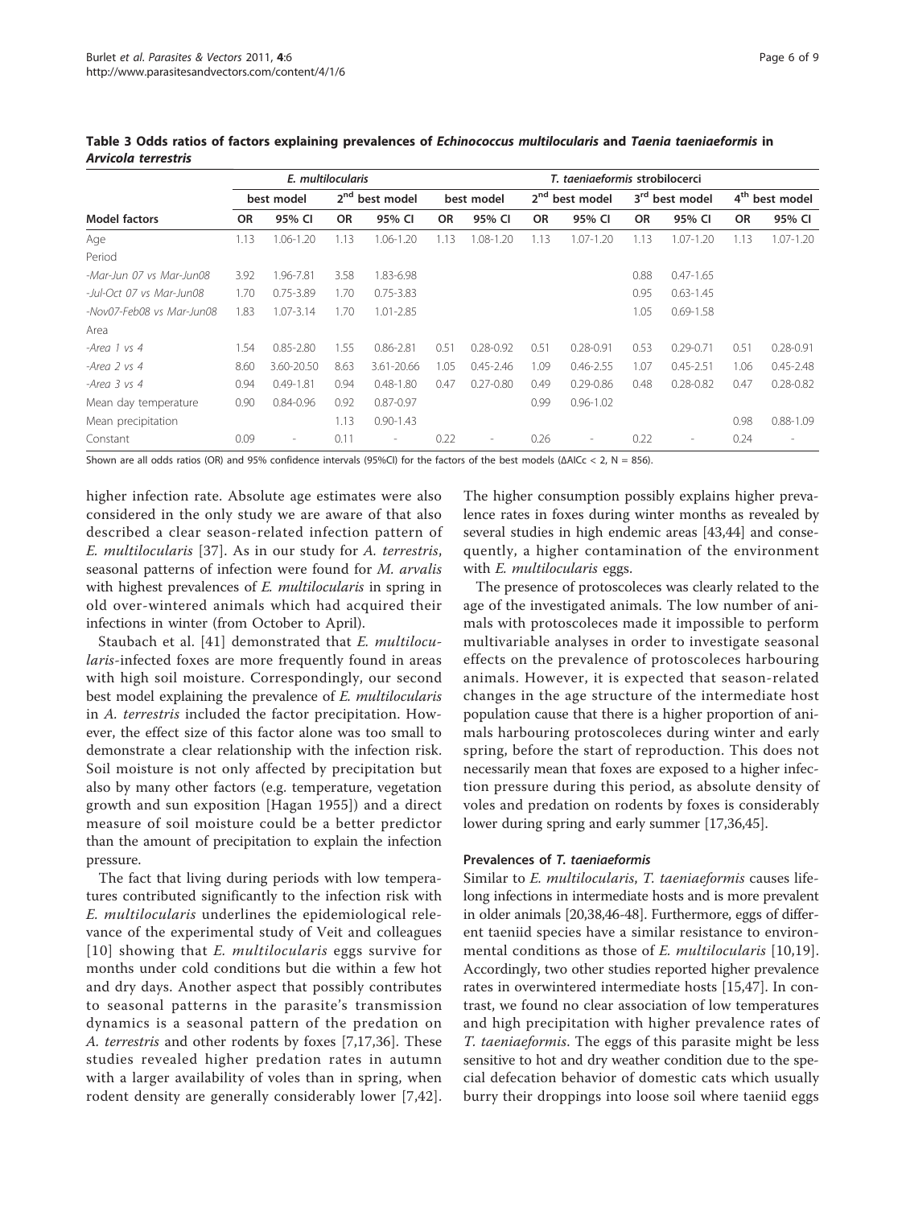**Table 3 Odds ratios of factors explaining prevalences of *Echinococcus multilocularis* and *Taenia taeniaeformis* in *Arvicola terrestris***

| | *E. multilocularis* | | | | *T. taeniaeformis* strobilocerci | | | | | | | |
|---|---|---|---|---|---|---|---|---|---|---|---|---|
| | best model | | 2nd best model | | best model | | 2nd best model | | 3rd best model | | 4th best model | |
| **Model factors** | **OR** | **95% CI** | **OR** | **95% CI** | **OR** | **95% CI** | **OR** | **95% CI** | **OR** | **95% CI** | **OR** | **95% CI** |
| Age | 1.13 | 1.06-1.20 | 1.13 | 1.06-1.20 | 1.13 | 1.08-1.20 | 1.13 | 1.07-1.20 | 1.13 | 1.07-1.20 | 1.13 | 1.07-1.20 |
| Period | | | | | | | | | | | | |
| *-Mar-Jun 07 vs Mar-Jun08* | 3.92 | 1.96-7.81 | 3.58 | 1.83-6.98 | | | | | 0.88 | 0.47-1.65 | | |
| *-Jul-Oct 07 vs Mar-Jun08* | 1.70 | 0.75-3.89 | 1.70 | 0.75-3.83 | | | | | 0.95 | 0.63-1.45 | | |
| *-Nov07-Feb08 vs Mar-Jun08* | 1.83 | 1.07-3.14 | 1.70 | 1.01-2.85 | | | | | 1.05 | 0.69-1.58 | | |
| Area | | | | | | | | | | | | |
| *-Area 1 vs 4* | 1.54 | 0.85-2.80 | 1.55 | 0.86-2.81 | 0.51 | 0.28-0.92 | 0.51 | 0.28-0.91 | 0.53 | 0.29-0.71 | 0.51 | 0.28-0.91 |
| *-Area 2 vs 4* | 8.60 | 3.60-20.50 | 8.63 | 3.61-20.66 | 1.05 | 0.45-2.46 | 1.09 | 0.46-2.55 | 1.07 | 0.45-2.51 | 1.06 | 0.45-2.48 |
| *-Area 3 vs 4* | 0.94 | 0.49-1.81 | 0.94 | 0.48-1.80 | 0.47 | 0.27-0.80 | 0.49 | 0.29-0.86 | 0.48 | 0.28-0.82 | 0.47 | 0.28-0.82 |
| Mean day temperature | 0.90 | 0.84-0.96 | 0.92 | 0.87-0.97 | | | 0.99 | 0.96-1.02 | | | | |
| Mean precipitation | | | 1.13 | 0.90-1.43 | | | | | | | 0.98 | 0.88-1.09 |
| Constant | 0.09 | - | 0.11 | - | 0.22 | - | 0.26 | - | 0.22 | - | 0.24 | - |

Shown are all odds ratios (OR) and 95% confidence intervals (95%CI) for the factors of the best models (ΔAICc < 2, N = 856).

higher infection rate. Absolute age estimates were also considered in the only study we are aware of that also described a clear season-related infection pattern of *E. multilocularis* [37]. As in our study for *A. terrestris*, seasonal patterns of infection were found for *M. arvalis* with highest prevalences of *E. multilocularis* in spring in old over-wintered animals which had acquired their infections in winter (from October to April).

Staubach et al. [41] demonstrated that *E. multilocularis*-infected foxes are more frequently found in areas with high soil moisture. Correspondingly, our second best model explaining the prevalence of *E. multilocularis* in *A. terrestris* included the factor precipitation. However, the effect size of this factor alone was too small to demonstrate a clear relationship with the infection risk. Soil moisture is not only affected by precipitation but also by many other factors (e.g. temperature, vegetation growth and sun exposition [Hagan 1955]) and a direct measure of soil moisture could be a better predictor than the amount of precipitation to explain the infection pressure.

The fact that living during periods with low temperatures contributed significantly to the infection risk with *E. multilocularis* underlines the epidemiological relevance of the experimental study of Veit and colleagues [10] showing that *E. multilocularis* eggs survive for months under cold conditions but die within a few hot and dry days. Another aspect that possibly contributes to seasonal patterns in the parasite's transmission dynamics is a seasonal pattern of the predation on *A. terrestris* and other rodents by foxes [7,17,36]. These studies revealed higher predation rates in autumn with a larger availability of voles than in spring, when rodent density are generally considerably lower [7,42]. The higher consumption possibly explains higher prevalence rates in foxes during winter months as revealed by several studies in high endemic areas [43,44] and consequently, a higher contamination of the environment with *E. multilocularis* eggs.

The presence of protoscoleces was clearly related to the age of the investigated animals. The low number of animals with protoscoleces made it impossible to perform multivariable analyses in order to investigate seasonal effects on the prevalence of protoscoleces harbouring animals. However, it is expected that season-related changes in the age structure of the intermediate host population cause that there is a higher proportion of animals harbouring protoscoleces during winter and early spring, before the start of reproduction. This does not necessarily mean that foxes are exposed to a higher infection pressure during this period, as absolute density of voles and predation on rodents by foxes is considerably lower during spring and early summer [17,36,45].

#### Prevalences of *T. taeniaeformis*

Similar to *E. multilocularis*, *T. taeniaeformis* causes lifelong infections in intermediate hosts and is more prevalent in older animals [20,38,46-48]. Furthermore, eggs of different taeniid species have a similar resistance to environmental conditions as those of *E. multilocularis* [10,19]. Accordingly, two other studies reported higher prevalence rates in overwintered intermediate hosts [15,47]. In contrast, we found no clear association of low temperatures and high precipitation with higher prevalence rates of *T. taeniaeformis*. The eggs of this parasite might be less sensitive to hot and dry weather condition due to the special defecation behavior of domestic cats which usually burry their droppings into loose soil where taeniid eggs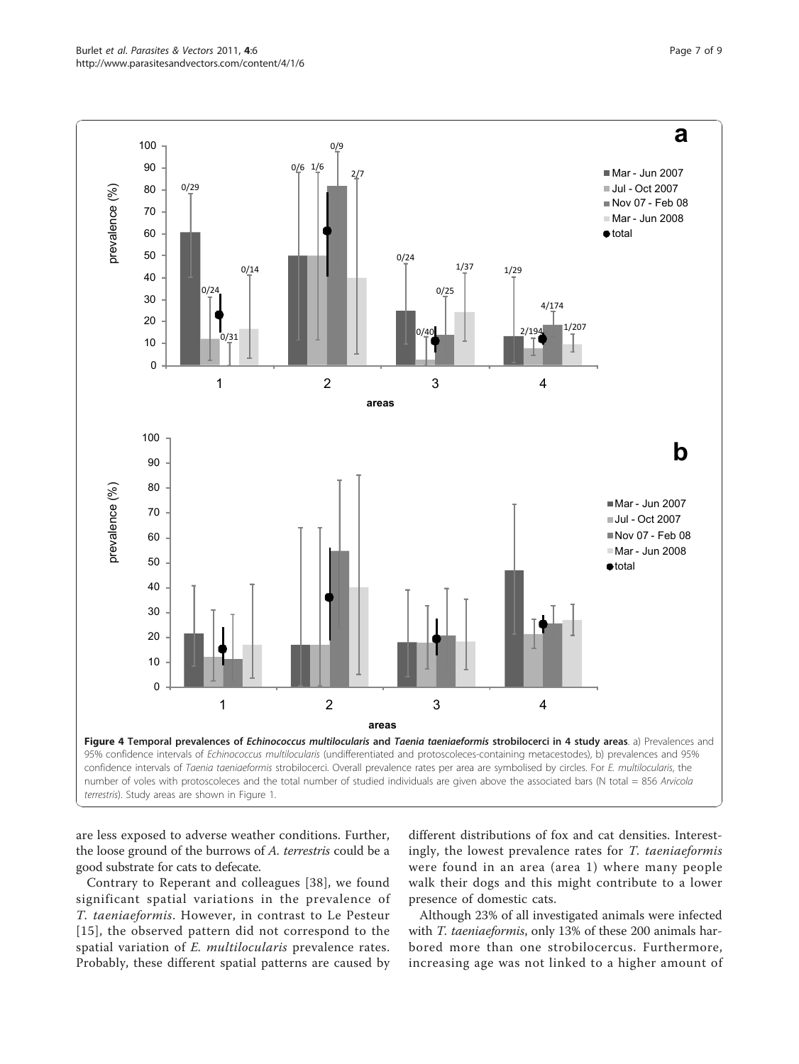**Figure 4 Temporal prevalences of *Echinococcus multilocularis* and *Taenia taeniaeformis* strobilocerci in 4 study areas**. a) Prevalences and 95% confidence intervals of *Echinococcus multilocularis* (undifferentiated and protoscoleces-containing metacestodes), b) prevalences and 95% confidence intervals of *Taenia taeniaeformis* strobilocerci. Overall prevalence rates per area are symbolised by circles. For *E. multilocularis*, the number of voles with protoscoleces and the total number of studied individuals are given above the associated bars (N total = 856 *Arvicola terrestris*). Study areas are shown in Figure 1.

are less exposed to adverse weather conditions. Further, the loose ground of the burrows of *A. terrestris* could be a good substrate for cats to defecate.

Contrary to Reperant and colleagues [38], we found significant spatial variations in the prevalence of *T. taeniaeformis*. However, in contrast to Le Pesteur [15], the observed pattern did not correspond to the spatial variation of *E. multilocularis* prevalence rates. Probably, these different spatial patterns are caused by different distributions of fox and cat densities. Interestingly, the lowest prevalence rates for *T. taeniaeformis* were found in an area (area 1) where many people walk their dogs and this might contribute to a lower presence of domestic cats.

Although 23% of all investigated animals were infected with *T. taeniaeformis*, only 13% of these 200 animals harbored more than one strobilocercus. Furthermore, increasing age was not linked to a higher amount of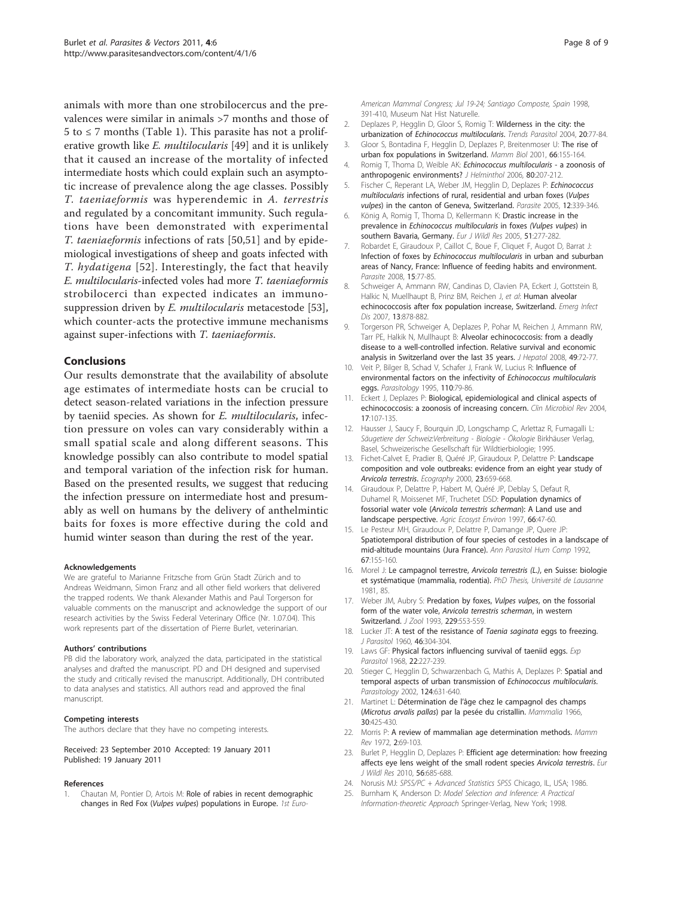animals with more than one strobilocercus and the prevalences were similar in animals >7 months and those of 5 to ≤ 7 months (Table 1). This parasite has not a proliferative growth like *E. multilocularis* [49] and it is unlikely that it caused an increase of the mortality of infected intermediate hosts which could explain such an asymptotic increase of prevalence along the age classes. Possibly *T. taeniaeformis* was hyperendemic in *A. terrestris* and regulated by a concomitant immunity. Such regulations have been demonstrated with experimental *T. taeniaeformis* infections of rats [50,51] and by epidemiological investigations of sheep and goats infected with *T. hydatigena* [52]. Interestingly, the fact that heavily *E. multilocularis*-infected voles had more *T. taeniaeformis* strobilocerci than expected indicates an immunosuppression driven by *E. multilocularis* metacestode [53], which counter-acts the protective immune mechanisms against super-infections with *T. taeniaeformis*.

## Conclusions

Our results demonstrate that the availability of absolute age estimates of intermediate hosts can be crucial to detect season-related variations in the infection pressure by taeniid species. As shown for *E. multilocularis*, infection pressure on voles can vary considerably within a small spatial scale and along different seasons. This knowledge possibly can also contribute to model spatial and temporal variation of the infection risk for human. Based on the presented results, we suggest that reducing the infection pressure on intermediate host and presumably as well on humans by the delivery of anthelmintic baits for foxes is more effective during the cold and humid winter season than during the rest of the year.

#### Acknowledgements

We are grateful to Marianne Fritzsche from Grün Stadt Zürich and to Andreas Weidmann, Simon Franz and all other field workers that delivered the trapped rodents. We thank Alexander Mathis and Paul Torgerson for valuable comments on the manuscript and acknowledge the support of our research activities by the Swiss Federal Veterinary Office (Nr. 1.07.04). This work represents part of the dissertation of Pierre Burlet, veterinarian.

#### Authors' contributions

PB did the laboratory work, analyzed the data, participated in the statistical analyses and drafted the manuscript. PD and DH designed and supervised the study and critically revised the manuscript. Additionally, DH contributed to data analyses and statistics. All authors read and approved the final manuscript.

#### Competing interests

The authors declare that they have no competing interests.

Received: 23 September 2010 Accepted: 19 January 2011
Published: 19 January 2011

#### References

1. Chautan M, Pontier D, Artois M: **Role of rabies in recent demographic changes in Red Fox (*Vulpes vulpes*) populations in Europe.** *1st Euro-American Mammal Congress; Jul 19-24; Santiago Composte, Spain* 1998, 391-410, Museum Nat Hist Naturelle.
2. Deplazes P, Hegglin D, Gloor S, Romig T: **Wilderness in the city: the urbanization of *Echinococcus multilocularis*.** *Trends Parasitol* 2004, **20**:77-84.
3. Gloor S, Bontadina F, Hegglin D, Deplazes P, Breitenmoser U: **The rise of urban fox populations in Switzerland.** *Mamm Biol* 2001, **66**:155-164.
4. Romig T, Thoma D, Weible AK: ***Echinococcus multilocularis* - a zoonosis of anthropogenic environments?** *J Helminthol* 2006, **80**:207-212.
5. Fischer C, Reperant LA, Weber JM, Hegglin D, Deplazes P: ***Echinococcus multilocularis* infections of rural, residential and urban foxes (*Vulpes vulpes*) in the canton of Geneva, Switzerland.** *Parasite* 2005, **12**:339-346.
6. König A, Romig T, Thoma D, Kellermann K: **Drastic increase in the prevalence in *Echinococcus multilocularis* in foxes (*Vulpes vulpes*) in southern Bavaria, Germany.** *Eur J Wildl Res* 2005, **51**:277-282.
7. Robardet E, Giraudoux P, Caillot C, Boue F, Cliquet F, Augot D, Barrat J: **Infection of foxes by *Echinococcus multilocularis* in urban and suburban areas of Nancy, France: Influence of feeding habits and environment.** *Parasite* 2008, **15**:77-85.
8. Schweiger A, Ammann RW, Candinas D, Clavien PA, Eckert J, Gottstein B, Halkic N, Muellhaupt B, Prinz BM, Reichen J, *et al*: **Human alveolar echinococcosis after fox population increase, Switzerland.** *Emerg Infect Dis* 2007, **13**:878-882.
9. Torgerson PR, Schweiger A, Deplazes P, Pohar M, Reichen J, Ammann RW, Tarr PE, Halkik N, Mullhaupt B: **Alveolar echinococcosis: from a deadly disease to a well-controlled infection. Relative survival and economic analysis in Switzerland over the last 35 years.** *J Hepatol* 2008, **49**:72-77.
10. Veit P, Bilger B, Schad V, Schafer J, Frank W, Lucius R: **Influence of environmental factors on the infectivity of *Echinococcus multilocularis* eggs.** *Parasitology* 1995, **110**:79-86.
11. Eckert J, Deplazes P: **Biological, epidemiological and clinical aspects of echinococcosis: a zoonosis of increasing concern.** *Clin Microbiol Rev* 2004, **17**:107-135.
12. Hausser J, Saucy F, Bourquin JD, Longschamp C, Arlettaz R, Fumagalli L: *Säugetiere der Schweiz:Verbreitung - Biologie - Ökologie* Birkhäuser Verlag, Basel, Schweizerische Gesellschaft für Wildtierbiologie; 1995.
13. Fichet-Calvet E, Pradier B, Quéré JP, Giraudoux P, Delattre P: **Landscape composition and vole outbreaks: evidence from an eight year study of *Arvicola terrestris*.** *Ecography* 2000, **23**:659-668.
14. Giraudoux P, Delattre P, Habert M, Quéré JP, Deblay S, Defaut R, Duhamel R, Moissenet MF, Truchetet DSD: **Population dynamics of fossorial water vole (*Arvicola terrestris scherman*): A land use and landscape perspective.** *Agric Ecosyst Environ* 1997, **66**:47-60.
15. Le Pesteur MH, Giraudoux P, Delattre P, Damange JP, Quere JP: **Spatiotemporal distribution of four species of cestodes in a landscape of mid-altitude mountains (Jura France).** *Ann Parasitol Hum Comp* 1992, **67**:155-160.
16. Morel J: **Le campagnol terrestre, *Arvicola terrestris (L.)*, en Suisse: biologie et systématique (mammalia, rodentia).** *PhD Thesis, Université de Lausanne* 1981, 85.
17. Weber JM, Aubry S: **Predation by foxes, *Vulpes vulpes*, on the fossorial form of the water vole, *Arvicola terrestris scherman*, in western Switzerland.** *J Zool* 1993, **229**:553-559.
18. Lucker JT: **A test of the resistance of *Taenia saginata* eggs to freezing.** *J Parasitol* 1960, **46**:304-304.
19. Laws GF: **Physical factors influencing survival of taeniid eggs.** *Exp Parasitol* 1968, **22**:227-239.
20. Stieger C, Hegglin D, Schwarzenbach G, Mathis A, Deplazes P: **Spatial and temporal aspects of urban transmission of *Echinococcus multilocularis*.** *Parasitology* 2002, **124**:631-640.
21. Martinet L: **Détermination de l'âge chez le campagnol des champs (*Microtus arvalis pallas*) par la pesée du cristallin.** *Mammalia* 1966, **30**:425-430.
22. Morris P: **A review of mammalian age determination methods.** *Mamm Rev* 1972, **2**:69-103.
23. Burlet P, Hegglin D, Deplazes P: **Efficient age determination: how freezing affects eye lens weight of the small rodent species *Arvicola terrestris*.** *Eur J Wildl Res* 2010, **56**:685-688.
24. Norusis MJ: *SPSS/PC + Advanced Statistics SPSS* Chicago, IL, USA; 1986.
25. Burnham K, Anderson D: *Model Selection and Inference: A Practical Information-theoretic Approach* Springer-Verlag, New York; 1998.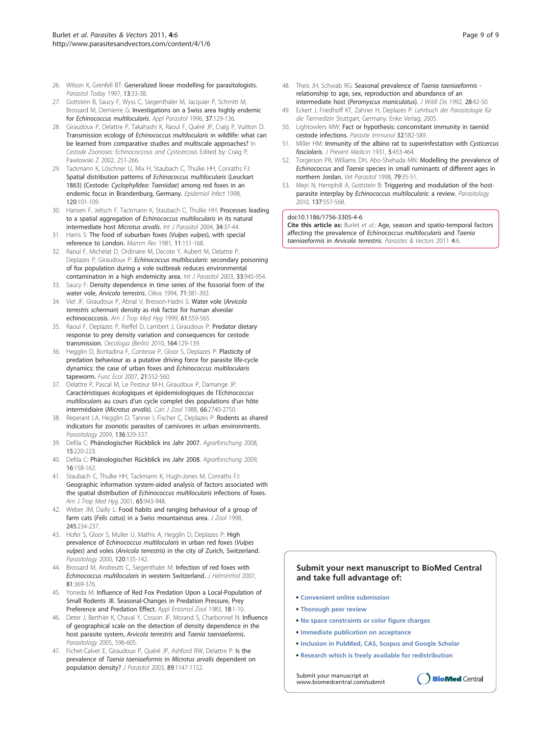26. Wilson K, Grenfell BT: Generalized linear modelling for parasitologists. *Parasitol Today* 1997, **13**:33-38.
27. Gottstein B, Saucy F, Wyss C, Siegenthaler M, Jacquier P, Schmitt M, Brossard M, Demierre G: Investigations on a Swiss area highly endemic for *Echinococcus multilocularis*. *Appl Parasitol* 1996, **37**:129-136.
28. Giraudoux P, Delattre P, Takahashi K, Raoul F, Quéré JP, Craig P, Vuitton D: Transmission ecology of *Echinococcus multilocularis* in wildlife: what can be learned from comparative studies and multiscale approaches? In *Cestode Zoonoses: Echinococcosis and Cysticercosis* Edited by: Craig P, Pawlowski Z 2002, 251-266.
29. Tackmann K, Löschner U, Mix H, Staubach C, Thulke HH, Conraths FJ: Spatial distribution patterns of *Echinococcus multilocularis* (Leuckart 1863) (Cestode: *Cyclophylldea*: *Taeniidae*) among red foxes in an endemic focus in Brandenburg, Germany. *Epidemiol Infect* 1998, **120**:101-109.
30. Hansen F, Jeltsch F, Tackmann K, Staubach C, Thulke HH: Processes leading to a spatial aggregation of *Echinococcus multilocularis* in its natural intermediate host *Microtus arvalis*. *Int J Parasitol* 2004, **34**:37-44.
31. Harris S: The food of suburban foxes (*Vulpes vulpes*), with special reference to London. *Mamm Rev* 1981, **11**:151-168.
32. Raoul F, Michelat D, Ordinaire M, Decote Y, Aubert M, Delattre P, Deplazes P, Giraudoux P: *Echinococcus multilocularis*: secondary poisoning of fox population during a vole outbreak reduces environmental contamination in a high endemicity area. *Int J Parasitol* 2003, **33**:945-954.
33. Saucy F: Density dependence in time series of the fossorial form of the water vole, *Arvicola terrestris*. *Oikos* 1994, **71**:381-392.
34. Viel JF, Giraudoux P, Abrial V, Bresson-Hadni S: Water vole (*Arvicola terrestris scherman*) density as risk factor for human alveolar echinococcosis. *Am J Trop Med Hyg* 1999, **61**:559-565.
35. Raoul F, Deplazes P, Rieffel D, Lambert J, Giraudoux P: Predator dietary response to prey density variation and consequences for cestode transmission. *Oecologia (Berlin)* 2010, **164**:129-139.
36. Hegglin D, Bontadina F, Contesse P, Gloor S, Deplazes P: Plasticity of predation behaviour as a putative driving force for parasite life-cycle dynamics: the case of urban foxes and *Echinococcus multilocularis* tapeworm. *Func Ecol* 2007, **21**:552-560.
37. Delattre P, Pascal M, Le Pesteur M-H, Giraudoux P, Damange JP: Caractéristiques écologiques et épidemiologiques de l'*Echinococcus multilocularis* au cours d'un cycle complet des populations d'un hôte intermédiaire (*Microtus arvalis*). *Can J Zool* 1988, **66**:2740-2750.
38. Reperant LA, Hegglin D, Tanner I, Fischer C, Deplazes P: Rodents as shared indicators for zoonotic parasites of carnivores in urban environments. *Parasitology* 2009, **136**:329-337.
39. Defila C: Phänologischer Rückblick ins Jahr 2007. *Agrarforschung* 2008, **15**:220-223.
40. Defila C: Phänologischer Rückblick ins Jahr 2008. *Agrarforschung* 2009, **16**:158-162.
41. Staubach C, Thulke HH, Tackmann K, Hugh-Jones M, Conraths FJ: Geographic information system-aided analysis of factors associated with the spatial distribution of *Echinococcus multilocularis* infections of foxes. *Am J Trop Med Hyg* 2001, **65**:943-948.
42. Weber JM, Dailly L: Food habits and ranging behaviour of a group of farm cats (*Felis catus*) in a Swiss mountainous area. *J Zool* 1998, **245**:234-237.
43. Hofer S, Gloor S, Muller U, Mathis A, Hegglin D, Deplazes P: High prevalence of *Echinococcus multilocularis* in urban red foxes (*Vulpes vulpes*) and voles (*Arvicola terrestris*) in the city of Zurich, Switzerland. *Parasitology* 2000, **120**:135-142.
44. Brossard M, Andreutti C, Siegenthaler M: Infection of red foxes with *Echinococcus multilocularis* in western Switzerland. *J Helminthol* 2007, **81**:369-376.
45. Yoneda M: Influence of Red Fox Predation Upon a Local-Population of Small Rodents .III. Seasonal-Changes in Predation Pressure, Prey Preference and Predation Effect. *Appl Entomol Zool* 1983, **18**:1-10.
46. Deter J, Berthier K, Chaval Y, Cosson JF, Morand S, Charbonnel N: Influence of geographical scale on the detection of density dependence in the host parasite system, *Arvicola terrestris* and *Taenia taeniaeformis*. *Parasitology* 2005, 596-605.
47. Fichet-Calvet E, Giraudoux P, Quéré JP, Ashford RW, Delattre P: Is the prevalence of *Taenia taeniaeformis* in *Microtus arvalis* dependent on population density? *J Parasitol* 2003, **89**:1147-1152.
48. Theis JH, Schwab RG: Seasonal prevalence of *Taenia taeniaeformis* - relationship to age, sex, reproduction and abundance of an intermediate host (*Peromyscus maniculatus*). *J Wildl Dis* 1992, **28**:42-50.
49. Eckert J, Friedhoff KT, Zahner H, Deplazes P: *Lehrbuch der Parasitologie für die Tiermedizin* Stuttgart, Germany: Enke Verlag; 2005.
50. Lightowlers MW: Fact or hypothesis: concomitant immunity in taeniid cestode infections. *Parasite Immunol* **32**:582-589.
51. Miller HM: Immunity of the albino rat to superinfestation with *Cysticercus fasciolaris*. *J Prevent Medicin* 1931, **5**:453-464.
52. Torgerson PR, Williams DH, Abo-Shehada MN: Modelling the prevalence of *Echinococcus* and *Taenia* species in small ruminants of different ages in northern Jordan. *Vet Parasitol* 1998, **79**:35-51.
53. Mejri N, Hemphill A, Gottstein B: Triggering and modulation of the host-parasite interplay by *Echinococcus multilocularis*: a review. *Parasitology* 2010, **137**:557-568.

doi:10.1186/1756-3305-4-6

**Cite this article as:** Burlet *et al.*: Age, season and spatio-temporal factors affecting the prevalence of *Echinococcus multilocularis* and *Taenia taeniaeformis* in *Arvicola terrestris*. *Parasites & Vectors* 2011 **4**:6.

**Submit your next manuscript to BioMed Central and take full advantage of:**

- **Convenient online submission**
- **Thorough peer review**
- **No space constraints or color figure charges**
- **Immediate publication on acceptance**
- **Inclusion in PubMed, CAS, Scopus and Google Scholar**
- **Research which is freely available for redistribution**

Submit your manuscript at www.biomedcentral.com/submit

BioMed Central